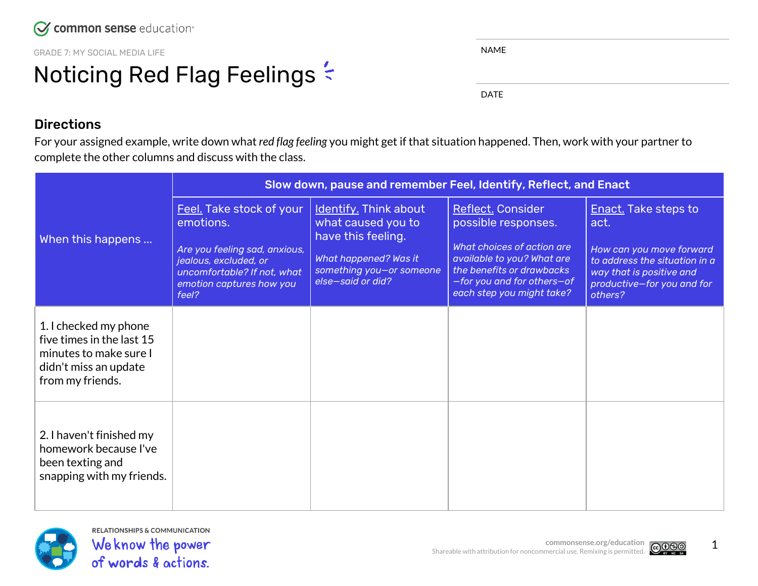common sense education

GRADE 7: MY SOCIAL MEDIA LIFE

# Noticing Red Flag Feelings

NAME

DATE

## Directions

For your assigned example, write down what *red flag feeling* you might get if that situation happened. Then, work with your partner to complete the other columns and discuss with the class.

| When this happens ... | Slow down, pause and remember Feel, Identify, Reflect, and Enact | | | |
|---|---|---|---|---|
| | Feel. Take stock of your emotions. *Are you feeling sad, anxious, jealous, excluded, or uncomfortable? If not, what emotion captures how you feel?* | Identify. Think about what caused you to have this feeling. *What happened? Was it something you—or someone else—said or did?* | Reflect. Consider possible responses. *What choices of action are available to you? What are the benefits or drawbacks —for you and for others—of each step you might take?* | Enact. Take steps to act. *How can you move forward to address the situation in a way that is positive and productive—for you and for others?* |
| 1. I checked my phone five times in the last 15 minutes to make sure I didn't miss an update from my friends. | | | | |
| 2. I haven't finished my homework because I've been texting and snapping with my friends. | | | | |

RELATIONSHIPS & COMMUNICATION

We know the power of words & actions.

commonsense.org/education

Shareable with attribution for noncommercial use. Remixing is permitted.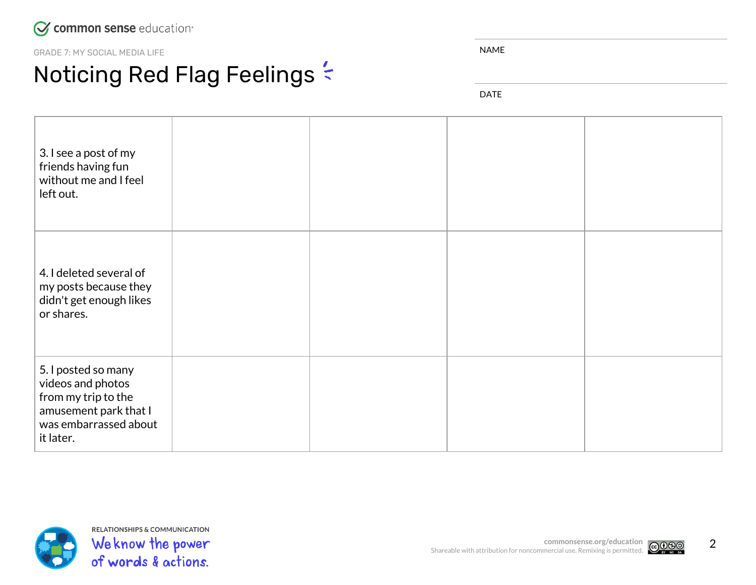GRADE 7: MY SOCIAL MEDIA LIFE

# Noticing Red Flag Feelings

NAME

DATE

| | | | | |
|---|---|---|---|---|
| 3. I see a post of my friends having fun without me and I feel left out. | | | | |
| 4. I deleted several of my posts because they didn't get enough likes or shares. | | | | |
| 5. I posted so many videos and photos from my trip to the amusement park that I was embarrassed about it later. | | | | |

RELATIONSHIPS & COMMUNICATION

We know the power of words & actions.

commonsense.org/education

Shareable with attribution for noncommercial use. Remixing is permitted.